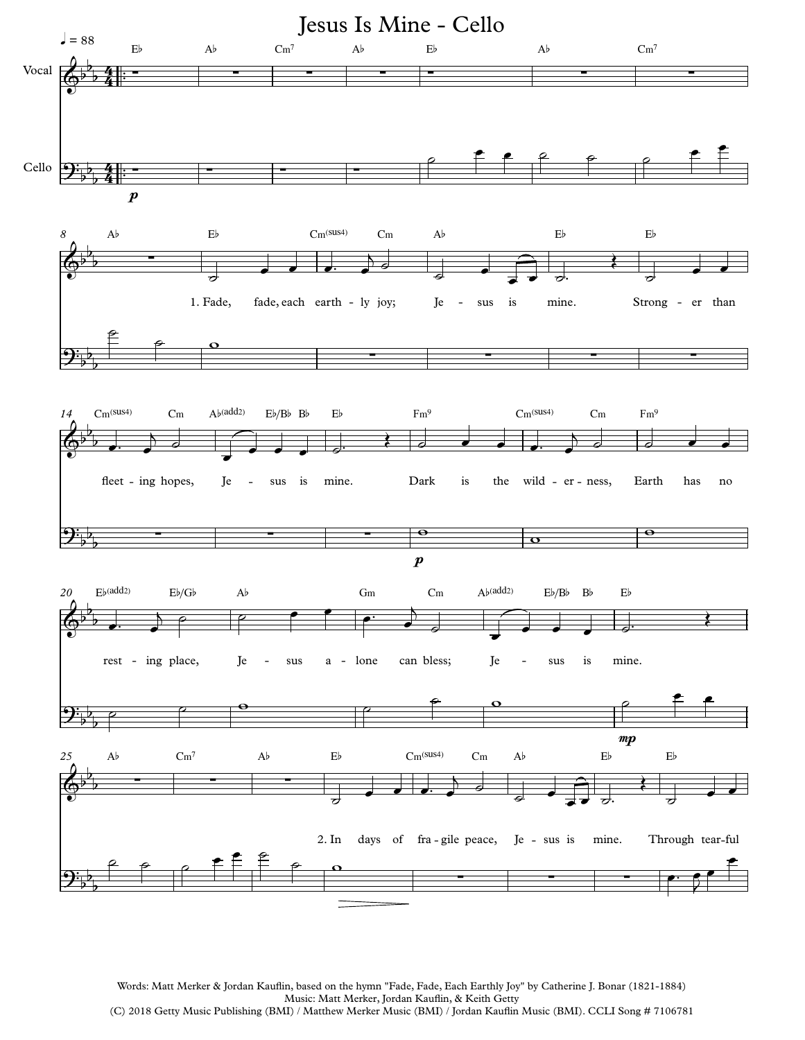# Jesus Is Mine - Cello

Words: Matt Merker & Jordan Kauflin, based on the hymn "Fade, Fade, Each Earthly Joy" by Catherine J. Bonar (1821-1884)
Music: Matt Merker, Jordan Kauflin, & Keith Getty
(C) 2018 Getty Music Publishing (BMI) / Matthew Merker Music (BMI) / Jordan Kauflin Music (BMI). CCLI Song # 7106781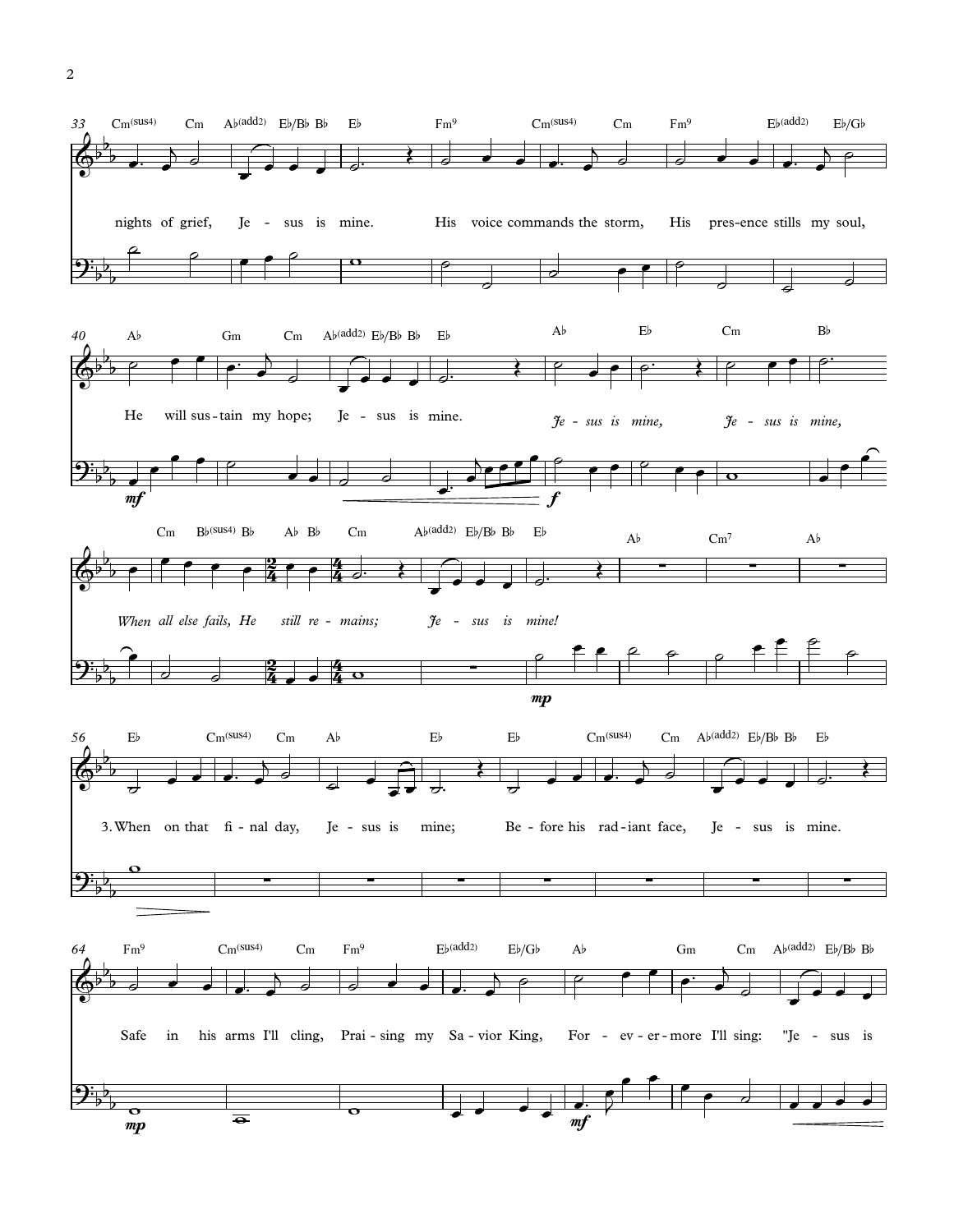33

Cm(sus4) Cm A♭(add2) E♭/B♭ B♭ E♭ Fm9 Cm(sus4) Cm Fm9 E♭(add2) E♭/G♭

nights of grief, Je - sus is mine. His voice commands the storm, His pres-ence stills my soul,

40

A♭ Gm Cm A♭(add2) E♭/B♭ B♭ E♭ A♭ E♭ Cm B♭

He will sus - tain my hope; Je - sus is mine. *Je - sus is mine, Je - sus is mine,*

*mf* *f*

Cm B♭(sus4) B♭ A♭ B♭ Cm A♭(add2) E♭/B♭ B♭ E♭ A♭ Cm7 A♭

*When all else fails, He still re - mains; Je - sus is mine!*

*mp*

56

E♭ Cm(sus4) Cm A♭ E♭ E♭ Cm(sus4) Cm A♭(add2) E♭/B♭ B♭ E♭

3. When on that fi - nal day, Je - sus is mine; Be - fore his rad - iant face, Je - sus is mine.

64

Fm9 Cm(sus4) Cm Fm9 E♭(add2) E♭/G♭ A♭ Gm Cm A♭(add2) E♭/B♭ B♭

Safe in his arms I'll cling, Prai - sing my Sa - vior King, For - ev - er - more I'll sing: "Je - sus is

*mp* *mf*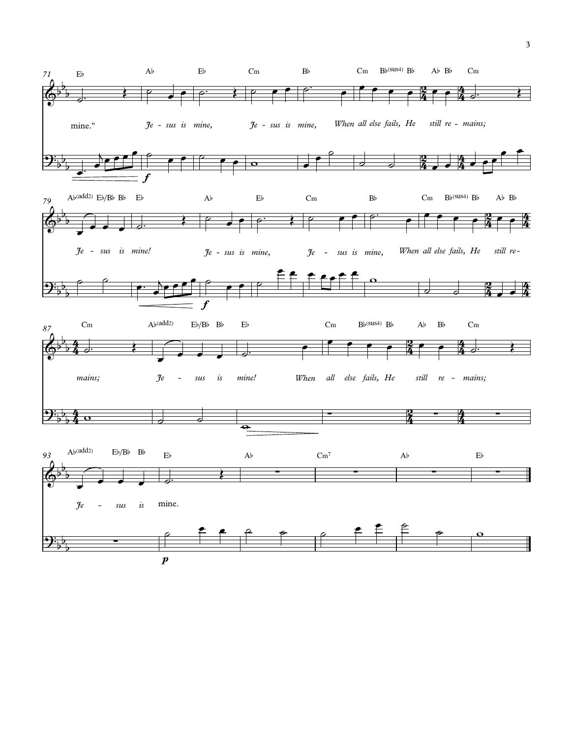mine."

*Je - sus is mine,* *Je - sus is mine,* *When all else fails, He still re - mains;*

*Je - sus is mine!* *Je - sus is mine,* *Je - sus is mine,* *When all else fails, He still re-*

*mains;* *Je - sus is mine!* *When all else fails, He still re - mains;*

*Je - sus is* mine.